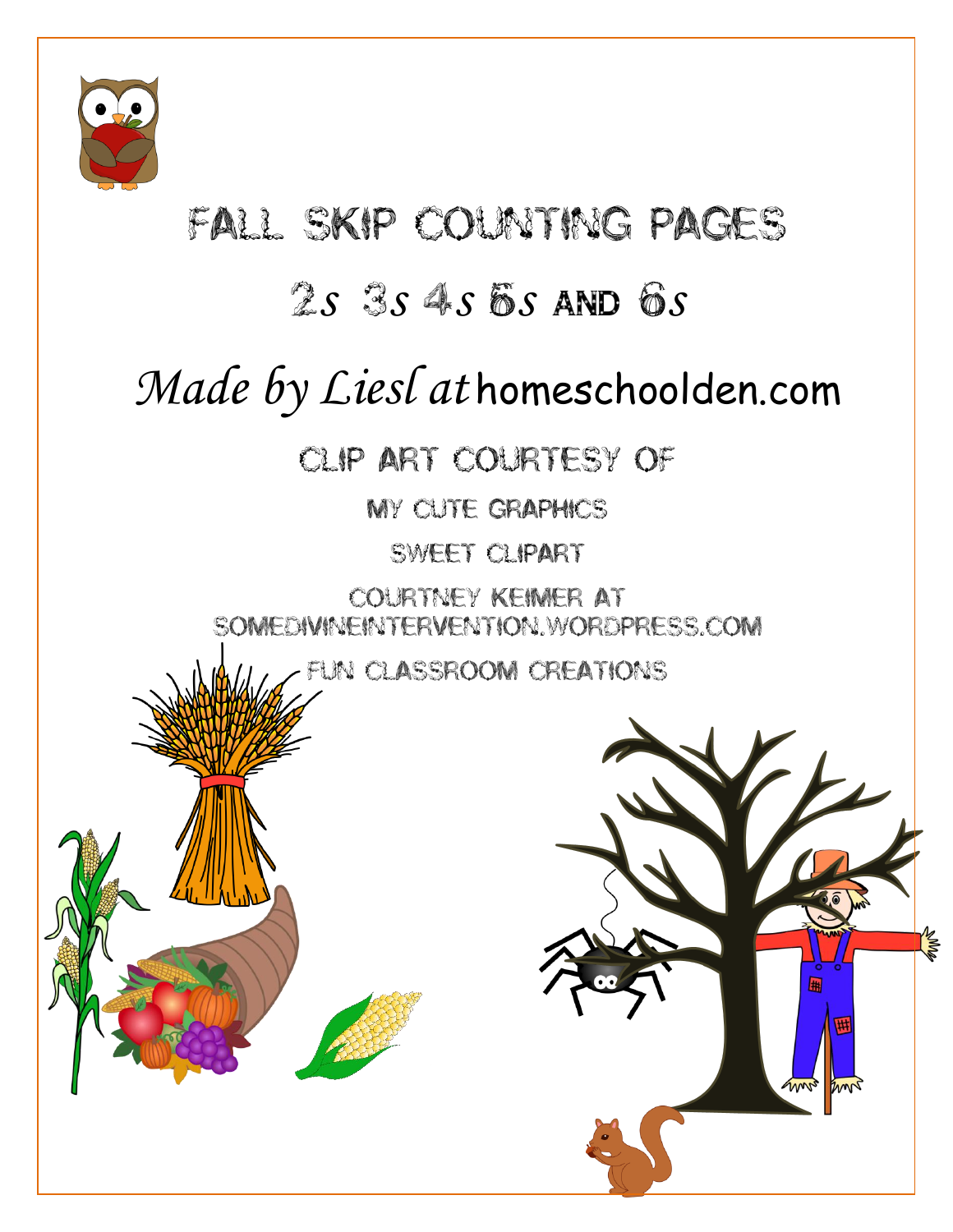# Fall Skip Counting Pages

## 2s 3s 4s 5s and 6s

*Made by Liesl at* homeschoolden.com

Clip Art Courtesy of

My Cute Graphics

Sweet Clipart

Courtney Keimer at somedivineintervention.wordpress.com

Fun Classroom Creations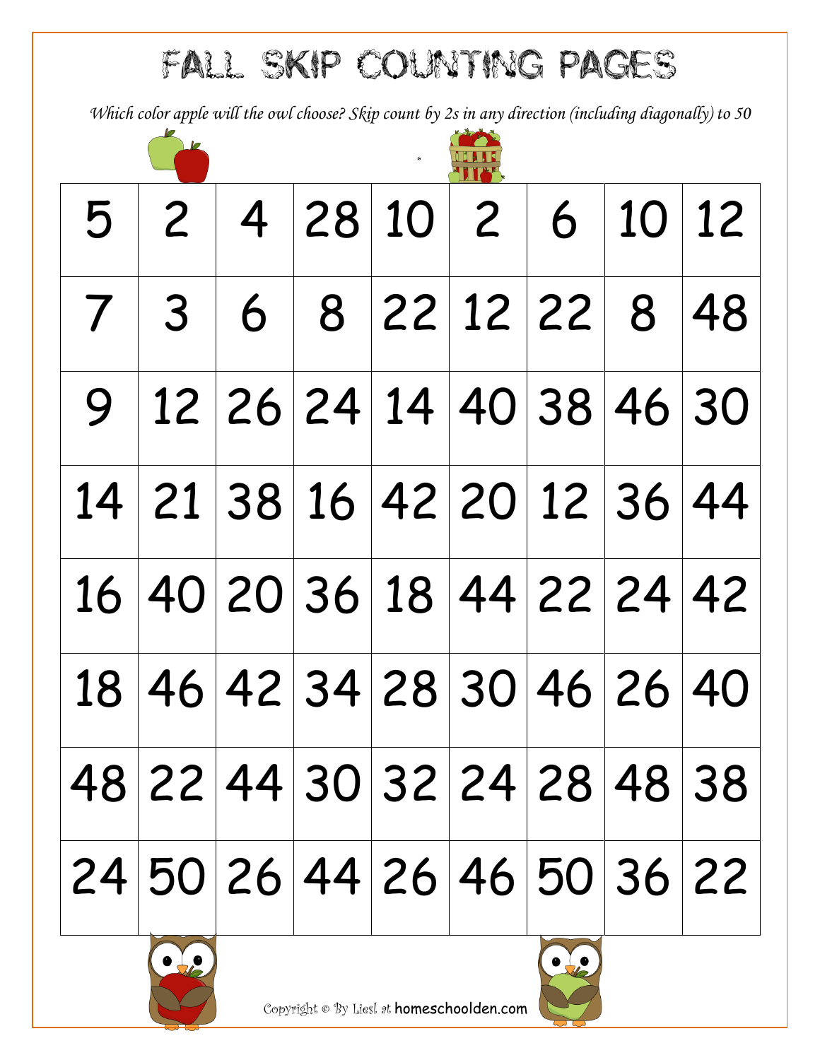# FALL SKIP COUNTING PAGES

*Which color apple will the owl choose? Skip count by 2s in any direction (including diagonally) to 50*

| 5 | 2 | 4 | 28 | 10 | 2 | 6 | 10 | 12 |
|---|---|---|---|---|---|---|---|---|
| 7 | 3 | 6 | 8 | 22 | 12 | 22 | 8 | 48 |
| 9 | 12 | 26 | 24 | 14 | 40 | 38 | 46 | 30 |
| 14 | 21 | 38 | 16 | 42 | 20 | 12 | 36 | 44 |
| 16 | 40 | 20 | 36 | 18 | 44 | 22 | 24 | 42 |
| 18 | 46 | 42 | 34 | 28 | 30 | 46 | 26 | 40 |
| 48 | 22 | 44 | 30 | 32 | 24 | 28 | 48 | 38 |
| 24 | 50 | 26 | 44 | 26 | 46 | 50 | 36 | 22 |

Copyright © By Liesl at homeschoolden.com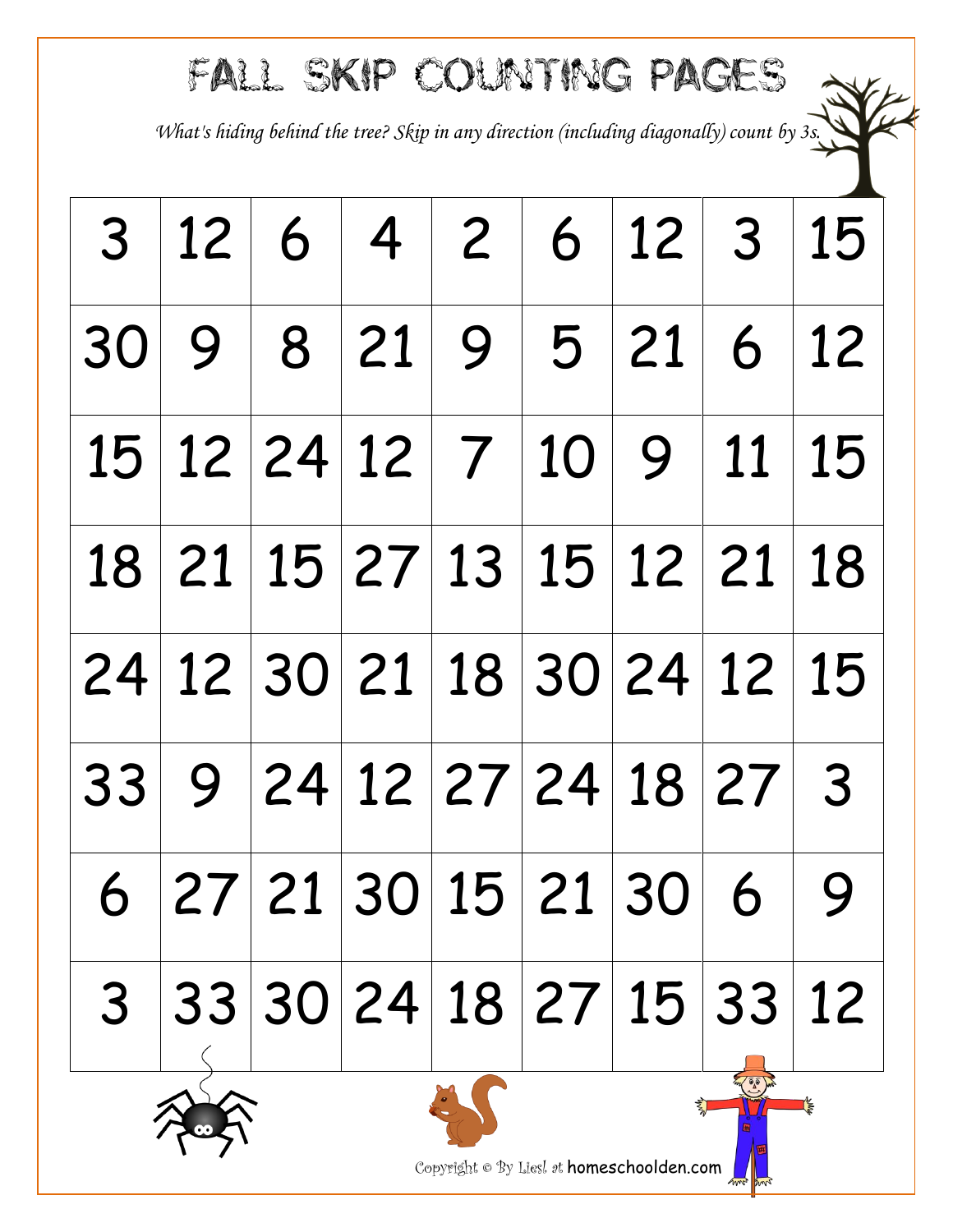# FALL SKIP COUNTING PAGES

*What's hiding behind the tree? Skip in any direction (including diagonally) count by 3s.*

| | | | | | | | | |
|---|---|---|---|---|---|---|---|---|
| 3 | 12 | 6 | 4 | 2 | 6 | 12 | 3 | 15 |
| 30 | 9 | 8 | 21 | 9 | 5 | 21 | 6 | 12 |
| 15 | 12 | 24 | 12 | 7 | 10 | 9 | 11 | 15 |
| 18 | 21 | 15 | 27 | 13 | 15 | 12 | 21 | 18 |
| 24 | 12 | 30 | 21 | 18 | 30 | 24 | 12 | 15 |
| 33 | 9 | 24 | 12 | 27 | 24 | 18 | 27 | 3 |
| 6 | 27 | 21 | 30 | 15 | 21 | 30 | 6 | 9 |
| 3 | 33 | 30 | 24 | 18 | 27 | 15 | 33 | 12 |

Copyright © By Liesl at homeschoolden.com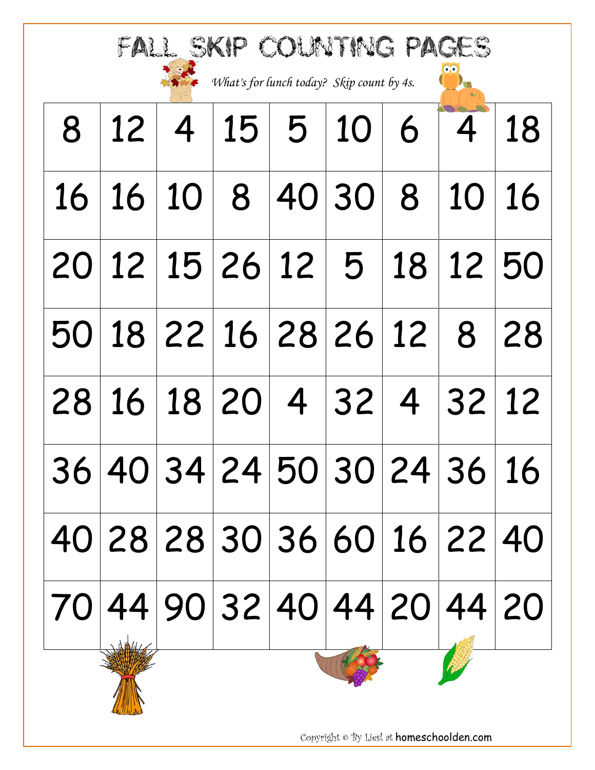# FALL SKIP COUNTING PAGES

*What's for lunch today? Skip count by 4s.*

| | | | | | | | | |
|---|---|---|---|---|---|---|---|---|
| 8 | 12 | 4 | 15 | 5 | 10 | 6 | 4 | 18 |
| 16 | 16 | 10 | 8 | 40 | 30 | 8 | 10 | 16 |
| 20 | 12 | 15 | 26 | 12 | 5 | 18 | 12 | 50 |
| 50 | 18 | 22 | 16 | 28 | 26 | 12 | 8 | 28 |
| 28 | 16 | 18 | 20 | 4 | 32 | 4 | 32 | 12 |
| 36 | 40 | 34 | 24 | 50 | 30 | 24 | 36 | 16 |
| 40 | 28 | 28 | 30 | 36 | 60 | 16 | 22 | 40 |
| 70 | 44 | 90 | 32 | 40 | 44 | 20 | 44 | 20 |

Copyright © By Liesl at homeschoolden.com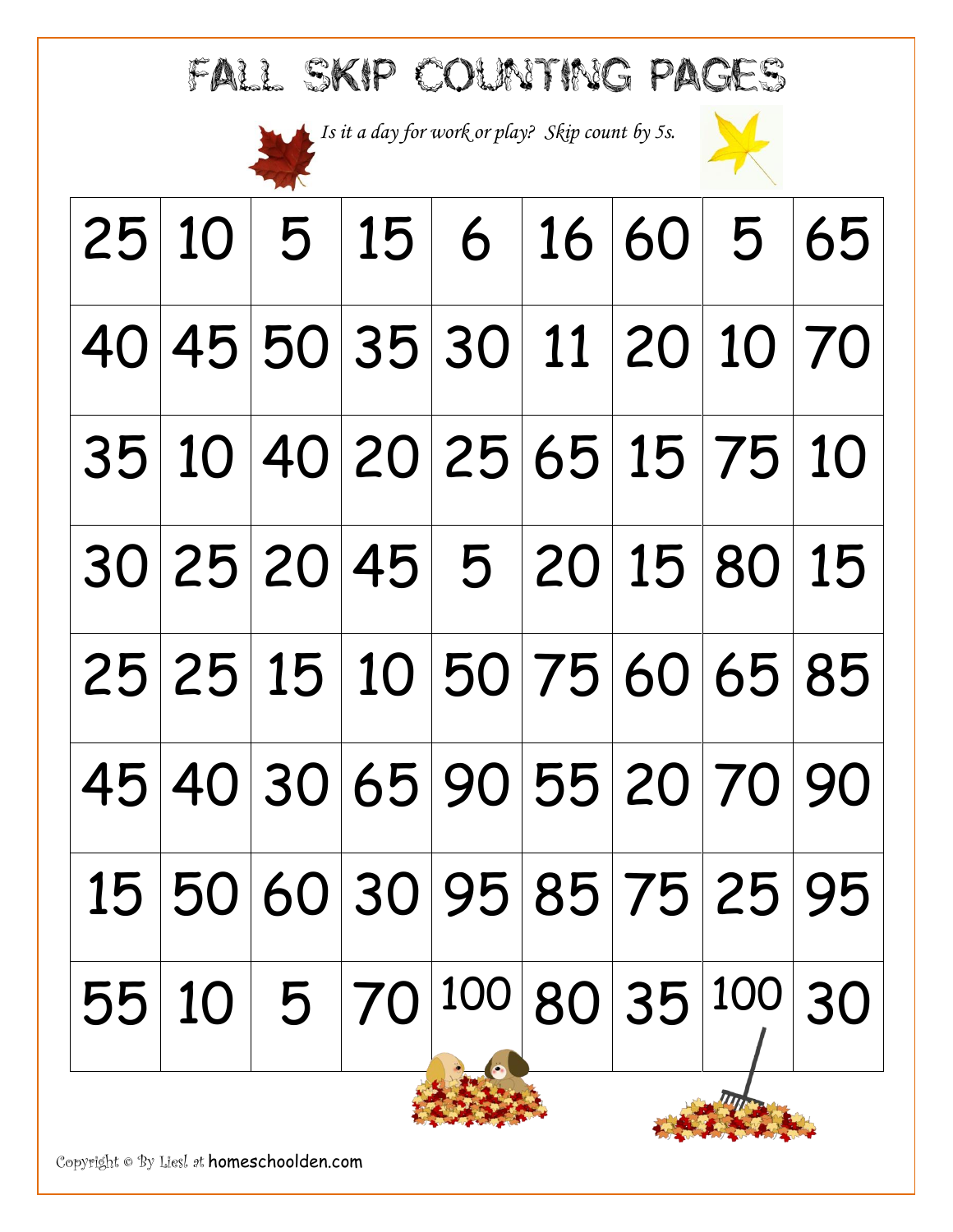# FALL SKIP COUNTING PAGES

*Is it a day for work or play? Skip count by 5s.*

| | | | | | | | | |
|---|---|---|---|---|---|---|---|---|
| 25 | 10 | 5 | 15 | 6 | 16 | 60 | 5 | 65 |
| 40 | 45 | 50 | 35 | 30 | 11 | 20 | 10 | 70 |
| 35 | 10 | 40 | 20 | 25 | 65 | 15 | 75 | 10 |
| 30 | 25 | 20 | 45 | 5 | 20 | 15 | 80 | 15 |
| 25 | 25 | 15 | 10 | 50 | 75 | 60 | 65 | 85 |
| 45 | 40 | 30 | 65 | 90 | 55 | 20 | 70 | 90 |
| 15 | 50 | 60 | 30 | 95 | 85 | 75 | 25 | 95 |
| 55 | 10 | 5 | 70 | 100 | 80 | 35 | 100 | 30 |

Copyright © By Liesl at homeschoolden.com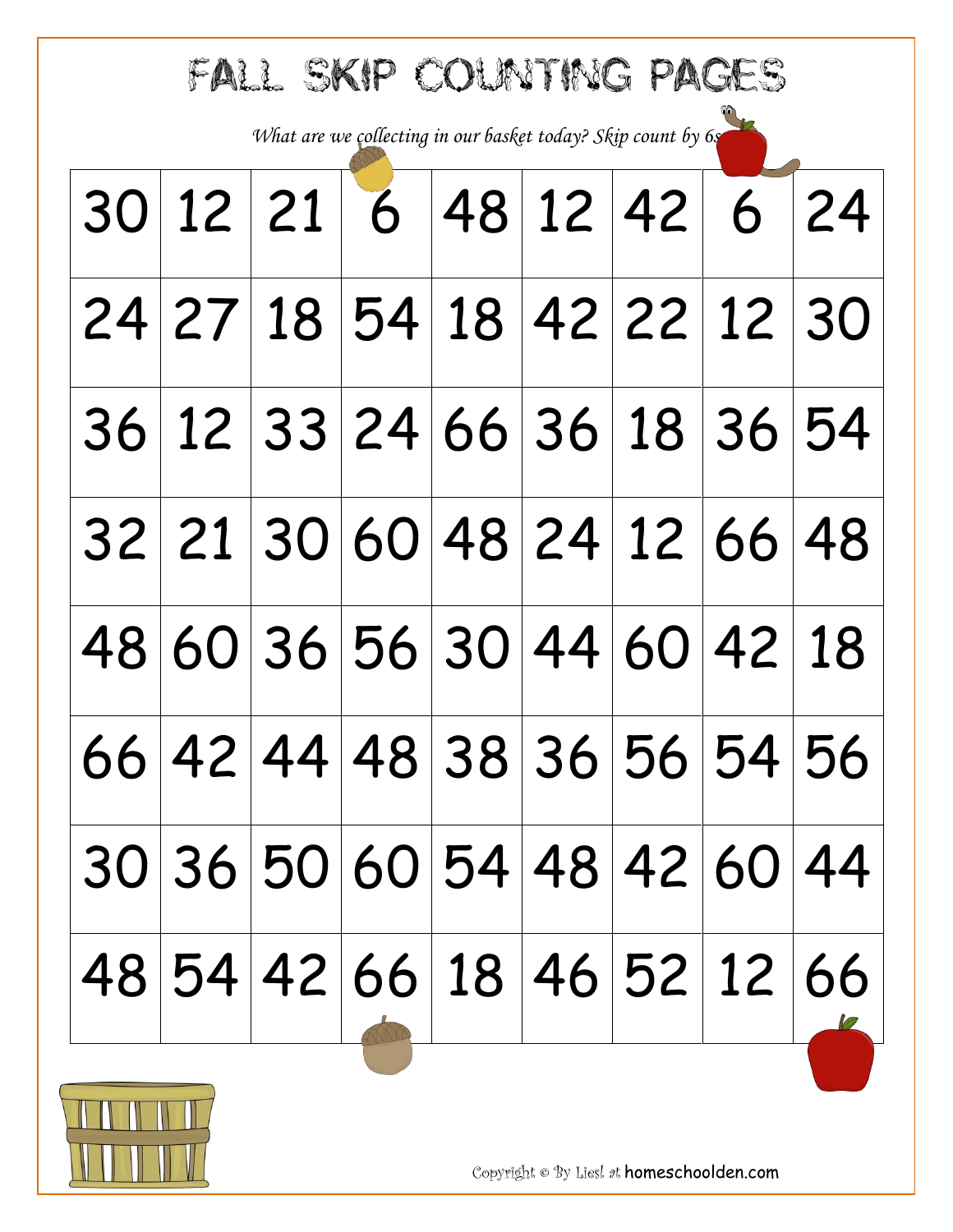# FALL SKIP COUNTING PAGES

*What are we collecting in our basket today? Skip count by 6s.*

| | | | | | | | | |
|---|---|---|---|---|---|---|---|---|
| 30 | 12 | 21 | 6 | 48 | 12 | 42 | 6 | 24 |
| 24 | 27 | 18 | 54 | 18 | 42 | 22 | 12 | 30 |
| 36 | 12 | 33 | 24 | 66 | 36 | 18 | 36 | 54 |
| 32 | 21 | 30 | 60 | 48 | 24 | 12 | 66 | 48 |
| 48 | 60 | 36 | 56 | 30 | 44 | 60 | 42 | 18 |
| 66 | 42 | 44 | 48 | 38 | 36 | 56 | 54 | 56 |
| 30 | 36 | 50 | 60 | 54 | 48 | 42 | 60 | 44 |
| 48 | 54 | 42 | 66 | 18 | 46 | 52 | 12 | 66 |

Copyright © By Liesl at homeschoolden.com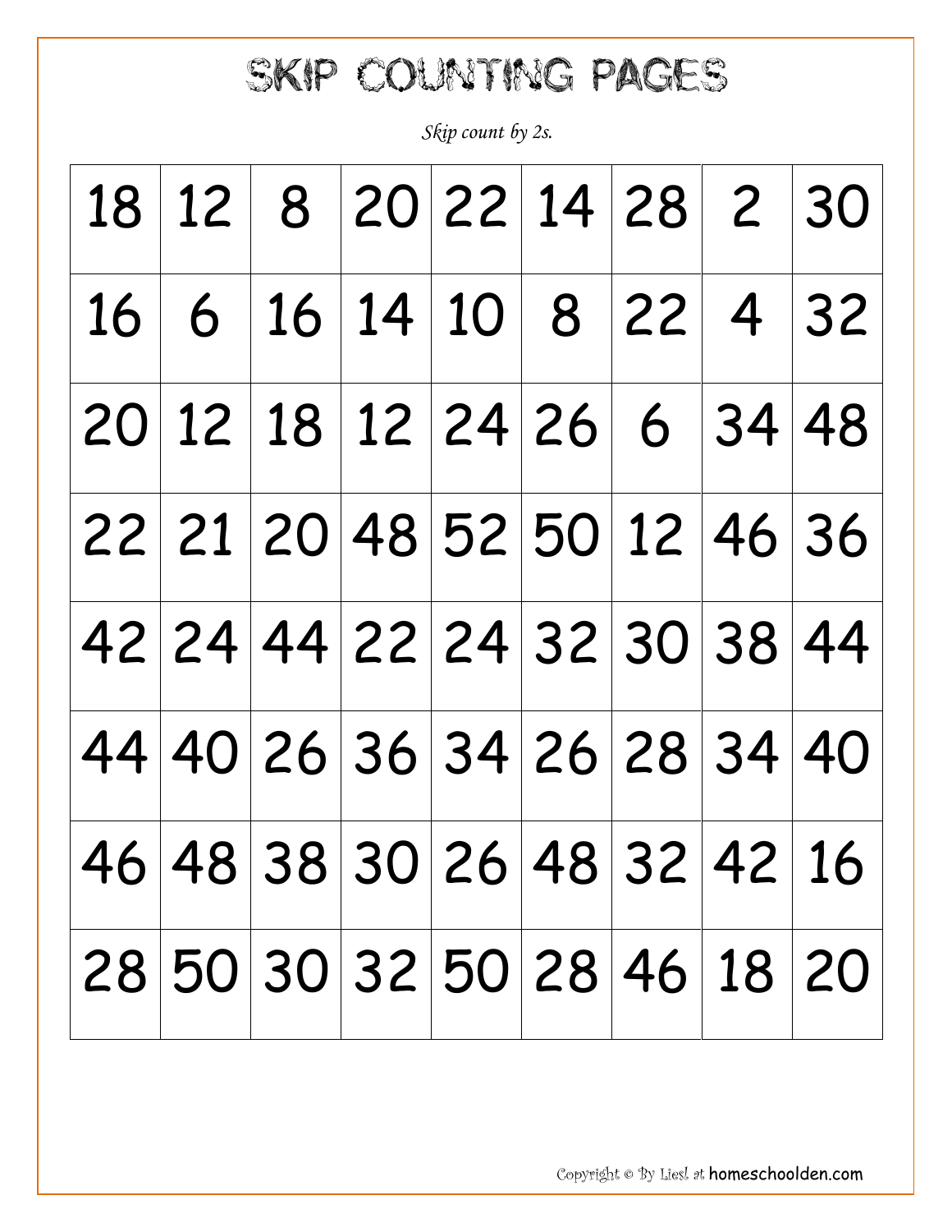# SKIP COUNTING PAGES

*Skip count by 2s.*

| | | | | | | | | |
|---|---|---|---|---|---|---|---|---|
| 18 | 12 | 8 | 20 | 22 | 14 | 28 | 2 | 30 |
| 16 | 6 | 16 | 14 | 10 | 8 | 22 | 4 | 32 |
| 20 | 12 | 18 | 12 | 24 | 26 | 6 | 34 | 48 |
| 22 | 21 | 20 | 48 | 52 | 50 | 12 | 46 | 36 |
| 42 | 24 | 44 | 22 | 24 | 32 | 30 | 38 | 44 |
| 44 | 40 | 26 | 36 | 34 | 26 | 28 | 34 | 40 |
| 46 | 48 | 38 | 30 | 26 | 48 | 32 | 42 | 16 |
| 28 | 50 | 30 | 32 | 50 | 28 | 46 | 18 | 20 |

Copyright © By Liesl at homeschoolden.com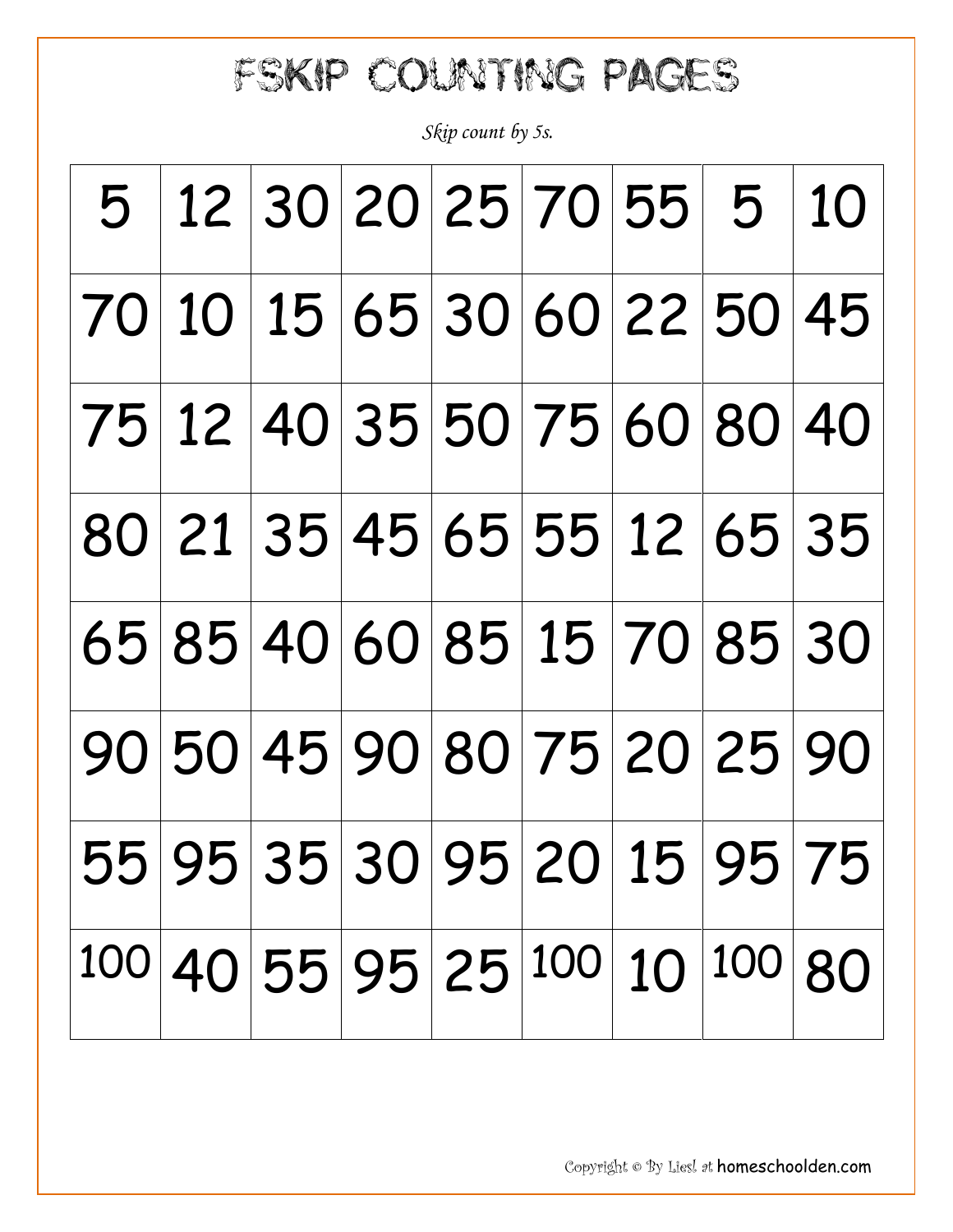# FSKIP COUNTING PAGES

*Skip count by 5s.*

| | | | | | | | | |
|---|---|---|---|---|---|---|---|---|
| 5 | 12 | 30 | 20 | 25 | 70 | 55 | 5 | 10 |
| 70 | 10 | 15 | 65 | 30 | 60 | 22 | 50 | 45 |
| 75 | 12 | 40 | 35 | 50 | 75 | 60 | 80 | 40 |
| 80 | 21 | 35 | 45 | 65 | 55 | 12 | 65 | 35 |
| 65 | 85 | 40 | 60 | 85 | 15 | 70 | 85 | 30 |
| 90 | 50 | 45 | 90 | 80 | 75 | 20 | 25 | 90 |
| 55 | 95 | 35 | 30 | 95 | 20 | 15 | 95 | 75 |
| 100 | 40 | 55 | 95 | 25 | 100 | 10 | 100 | 80 |

Copyright © By Liesl at homeschoolden.com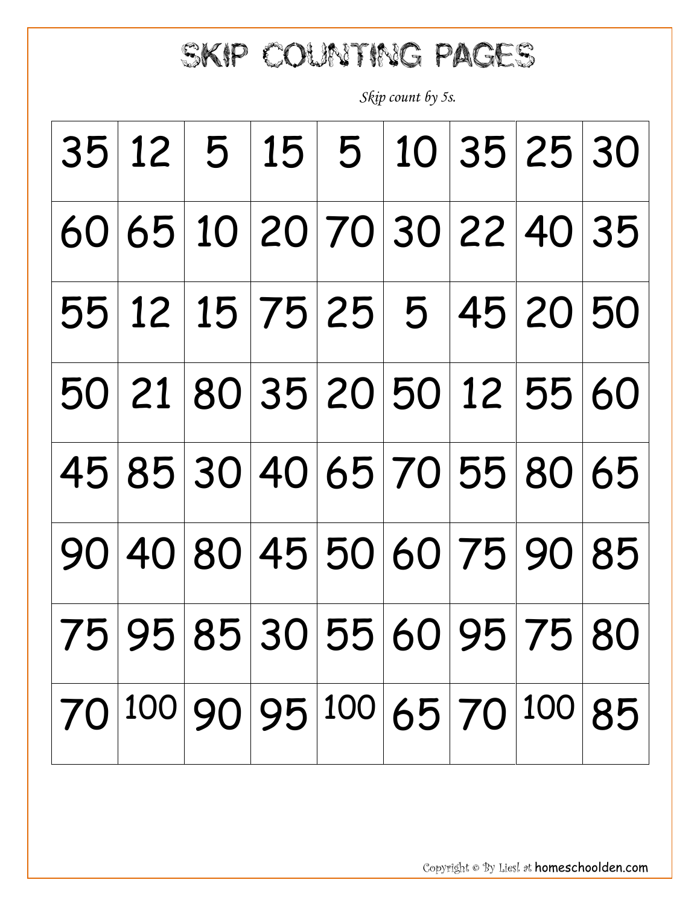# SKIP COUNTING PAGES

*Skip count by 5s.*

| | | | | | | | | |
|---|---|---|---|---|---|---|---|---|
| 35 | 12 | 5 | 15 | 5 | 10 | 35 | 25 | 30 |
| 60 | 65 | 10 | 20 | 70 | 30 | 22 | 40 | 35 |
| 55 | 12 | 15 | 75 | 25 | 5 | 45 | 20 | 50 |
| 50 | 21 | 80 | 35 | 20 | 50 | 12 | 55 | 60 |
| 45 | 85 | 30 | 40 | 65 | 70 | 55 | 80 | 65 |
| 90 | 40 | 80 | 45 | 50 | 60 | 75 | 90 | 85 |
| 75 | 95 | 85 | 30 | 55 | 60 | 95 | 75 | 80 |
| 70 | 100 | 90 | 95 | 100 | 65 | 70 | 100 | 85 |

Copyright © By Liesl at homeschoolden.com